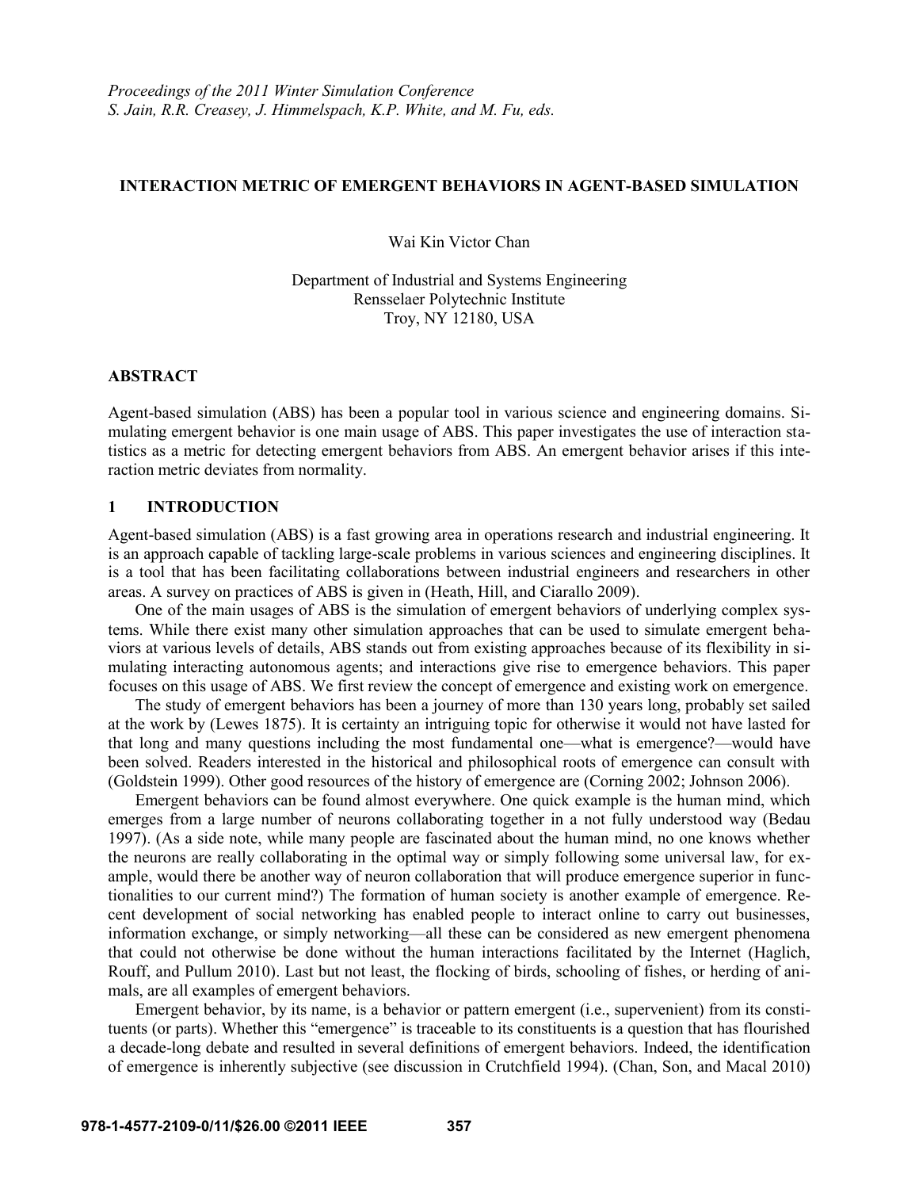*Proceedings of the 2011 Winter Simulation Conference*
*S. Jain, R.R. Creasey, J. Himmelspach, K.P. White, and M. Fu, eds.*

# INTERACTION METRIC OF EMERGENT BEHAVIORS IN AGENT-BASED SIMULATION

Wai Kin Victor Chan

Department of Industrial and Systems Engineering
Rensselaer Polytechnic Institute
Troy, NY 12180, USA

## ABSTRACT

Agent-based simulation (ABS) has been a popular tool in various science and engineering domains. Simulating emergent behavior is one main usage of ABS. This paper investigates the use of interaction statistics as a metric for detecting emergent behaviors from ABS. An emergent behavior arises if this interaction metric deviates from normality.

## 1 INTRODUCTION

Agent-based simulation (ABS) is a fast growing area in operations research and industrial engineering. It is an approach capable of tackling large-scale problems in various sciences and engineering disciplines. It is a tool that has been facilitating collaborations between industrial engineers and researchers in other areas. A survey on practices of ABS is given in (Heath, Hill, and Ciarallo 2009).

One of the main usages of ABS is the simulation of emergent behaviors of underlying complex systems. While there exist many other simulation approaches that can be used to simulate emergent behaviors at various levels of details, ABS stands out from existing approaches because of its flexibility in simulating interacting autonomous agents; and interactions give rise to emergence behaviors. This paper focuses on this usage of ABS. We first review the concept of emergence and existing work on emergence.

The study of emergent behaviors has been a journey of more than 130 years long, probably set sailed at the work by (Lewes 1875). It is certainty an intriguing topic for otherwise it would not have lasted for that long and many questions including the most fundamental one—what is emergence?—would have been solved. Readers interested in the historical and philosophical roots of emergence can consult with (Goldstein 1999). Other good resources of the history of emergence are (Corning 2002; Johnson 2006).

Emergent behaviors can be found almost everywhere. One quick example is the human mind, which emerges from a large number of neurons collaborating together in a not fully understood way (Bedau 1997). (As a side note, while many people are fascinated about the human mind, no one knows whether the neurons are really collaborating in the optimal way or simply following some universal law, for example, would there be another way of neuron collaboration that will produce emergence superior in functionalities to our current mind?) The formation of human society is another example of emergence. Recent development of social networking has enabled people to interact online to carry out businesses, information exchange, or simply networking—all these can be considered as new emergent phenomena that could not otherwise be done without the human interactions facilitated by the Internet (Haglich, Rouff, and Pullum 2010). Last but not least, the flocking of birds, schooling of fishes, or herding of animals, are all examples of emergent behaviors.

Emergent behavior, by its name, is a behavior or pattern emergent (i.e., supervenient) from its constituents (or parts). Whether this "emergence" is traceable to its constituents is a question that has flourished a decade-long debate and resulted in several definitions of emergent behaviors. Indeed, the identification of emergence is inherently subjective (see discussion in Crutchfield 1994). (Chan, Son, and Macal 2010)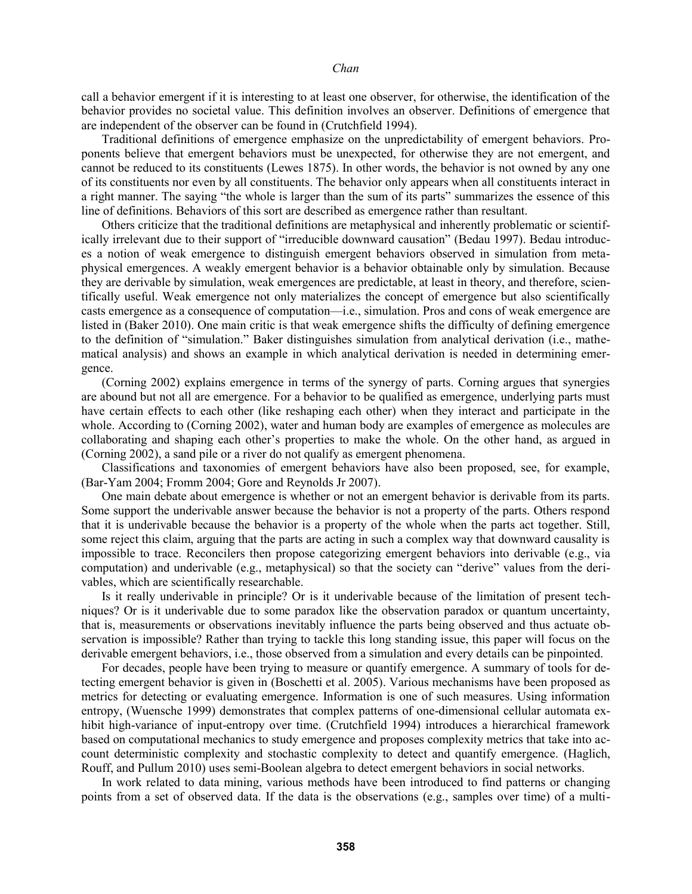call a behavior emergent if it is interesting to at least one observer, for otherwise, the identification of the behavior provides no societal value. This definition involves an observer. Definitions of emergence that are independent of the observer can be found in (Crutchfield 1994).

Traditional definitions of emergence emphasize on the unpredictability of emergent behaviors. Proponents believe that emergent behaviors must be unexpected, for otherwise they are not emergent, and cannot be reduced to its constituents (Lewes 1875). In other words, the behavior is not owned by any one of its constituents nor even by all constituents. The behavior only appears when all constituents interact in a right manner. The saying "the whole is larger than the sum of its parts" summarizes the essence of this line of definitions. Behaviors of this sort are described as emergence rather than resultant.

Others criticize that the traditional definitions are metaphysical and inherently problematic or scientifically irrelevant due to their support of "irreducible downward causation" (Bedau 1997). Bedau introduces a notion of weak emergence to distinguish emergent behaviors observed in simulation from metaphysical emergences. A weakly emergent behavior is a behavior obtainable only by simulation. Because they are derivable by simulation, weak emergences are predictable, at least in theory, and therefore, scientifically useful. Weak emergence not only materializes the concept of emergence but also scientifically casts emergence as a consequence of computation—i.e., simulation. Pros and cons of weak emergence are listed in (Baker 2010). One main critic is that weak emergence shifts the difficulty of defining emergence to the definition of "simulation." Baker distinguishes simulation from analytical derivation (i.e., mathematical analysis) and shows an example in which analytical derivation is needed in determining emergence.

(Corning 2002) explains emergence in terms of the synergy of parts. Corning argues that synergies are abound but not all are emergence. For a behavior to be qualified as emergence, underlying parts must have certain effects to each other (like reshaping each other) when they interact and participate in the whole. According to (Corning 2002), water and human body are examples of emergence as molecules are collaborating and shaping each other's properties to make the whole. On the other hand, as argued in (Corning 2002), a sand pile or a river do not qualify as emergent phenomena.

Classifications and taxonomies of emergent behaviors have also been proposed, see, for example, (Bar-Yam 2004; Fromm 2004; Gore and Reynolds Jr 2007).

One main debate about emergence is whether or not an emergent behavior is derivable from its parts. Some support the underivable answer because the behavior is not a property of the parts. Others respond that it is underivable because the behavior is a property of the whole when the parts act together. Still, some reject this claim, arguing that the parts are acting in such a complex way that downward causality is impossible to trace. Reconcilers then propose categorizing emergent behaviors into derivable (e.g., via computation) and underivable (e.g., metaphysical) so that the society can "derive" values from the derivables, which are scientifically researchable.

Is it really underivable in principle? Or is it underivable because of the limitation of present techniques? Or is it underivable due to some paradox like the observation paradox or quantum uncertainty, that is, measurements or observations inevitably influence the parts being observed and thus actuate observation is impossible? Rather than trying to tackle this long standing issue, this paper will focus on the derivable emergent behaviors, i.e., those observed from a simulation and every details can be pinpointed.

For decades, people have been trying to measure or quantify emergence. A summary of tools for detecting emergent behavior is given in (Boschetti et al. 2005). Various mechanisms have been proposed as metrics for detecting or evaluating emergence. Information is one of such measures. Using information entropy, (Wuensche 1999) demonstrates that complex patterns of one-dimensional cellular automata exhibit high-variance of input-entropy over time. (Crutchfield 1994) introduces a hierarchical framework based on computational mechanics to study emergence and proposes complexity metrics that take into account deterministic complexity and stochastic complexity to detect and quantify emergence. (Haglich, Rouff, and Pullum 2010) uses semi-Boolean algebra to detect emergent behaviors in social networks.

In work related to data mining, various methods have been introduced to find patterns or changing points from a set of observed data. If the data is the observations (e.g., samples over time) of a multi-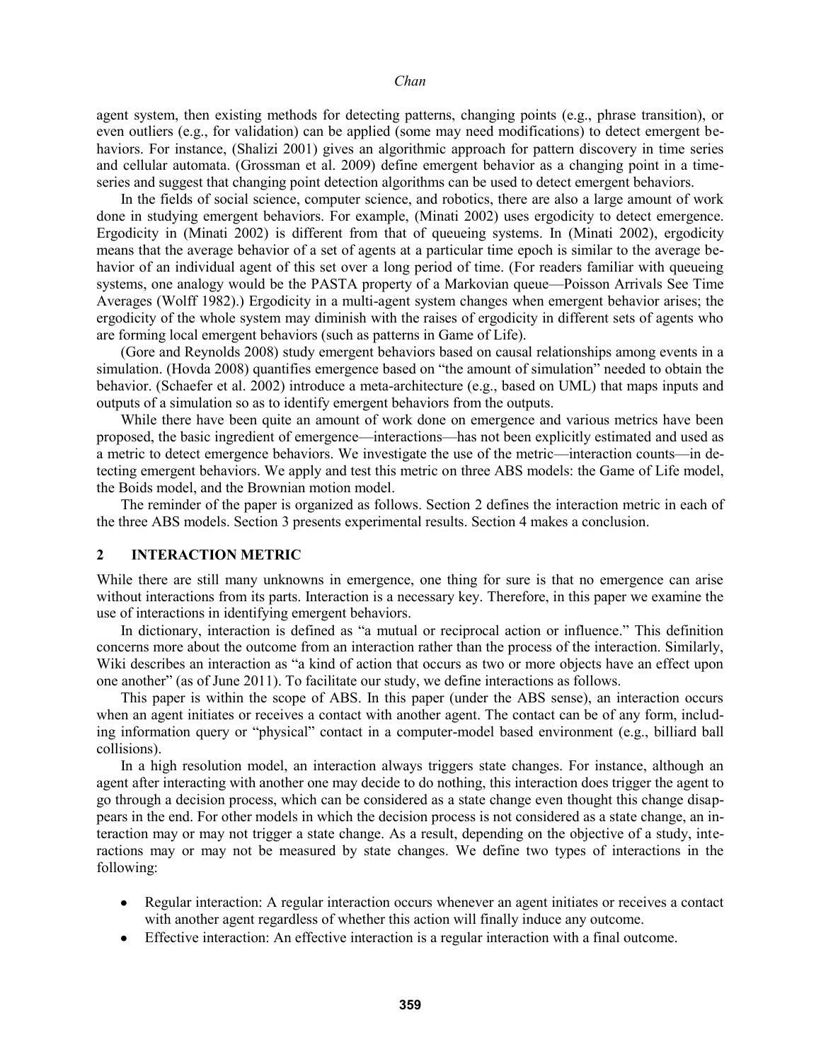agent system, then existing methods for detecting patterns, changing points (e.g., phrase transition), or even outliers (e.g., for validation) can be applied (some may need modifications) to detect emergent behaviors. For instance, (Shalizi 2001) gives an algorithmic approach for pattern discovery in time series and cellular automata. (Grossman et al. 2009) define emergent behavior as a changing point in a time-series and suggest that changing point detection algorithms can be used to detect emergent behaviors.

In the fields of social science, computer science, and robotics, there are also a large amount of work done in studying emergent behaviors. For example, (Minati 2002) uses ergodicity to detect emergence. Ergodicity in (Minati 2002) is different from that of queueing systems. In (Minati 2002), ergodicity means that the average behavior of a set of agents at a particular time epoch is similar to the average behavior of an individual agent of this set over a long period of time. (For readers familiar with queueing systems, one analogy would be the PASTA property of a Markovian queue—Poisson Arrivals See Time Averages (Wolff 1982).) Ergodicity in a multi-agent system changes when emergent behavior arises; the ergodicity of the whole system may diminish with the raises of ergodicity in different sets of agents who are forming local emergent behaviors (such as patterns in Game of Life).

(Gore and Reynolds 2008) study emergent behaviors based on causal relationships among events in a simulation. (Hovda 2008) quantifies emergence based on "the amount of simulation" needed to obtain the behavior. (Schaefer et al. 2002) introduce a meta-architecture (e.g., based on UML) that maps inputs and outputs of a simulation so as to identify emergent behaviors from the outputs.

While there have been quite an amount of work done on emergence and various metrics have been proposed, the basic ingredient of emergence—interactions—has not been explicitly estimated and used as a metric to detect emergence behaviors. We investigate the use of the metric—interaction counts—in detecting emergent behaviors. We apply and test this metric on three ABS models: the Game of Life model, the Boids model, and the Brownian motion model.

The reminder of the paper is organized as follows. Section 2 defines the interaction metric in each of the three ABS models. Section 3 presents experimental results. Section 4 makes a conclusion.

## 2 INTERACTION METRIC

While there are still many unknowns in emergence, one thing for sure is that no emergence can arise without interactions from its parts. Interaction is a necessary key. Therefore, in this paper we examine the use of interactions in identifying emergent behaviors.

In dictionary, interaction is defined as "a mutual or reciprocal action or influence." This definition concerns more about the outcome from an interaction rather than the process of the interaction. Similarly, Wiki describes an interaction as "a kind of action that occurs as two or more objects have an effect upon one another" (as of June 2011). To facilitate our study, we define interactions as follows.

This paper is within the scope of ABS. In this paper (under the ABS sense), an interaction occurs when an agent initiates or receives a contact with another agent. The contact can be of any form, including information query or "physical" contact in a computer-model based environment (e.g., billiard ball collisions).

In a high resolution model, an interaction always triggers state changes. For instance, although an agent after interacting with another one may decide to do nothing, this interaction does trigger the agent to go through a decision process, which can be considered as a state change even thought this change disappears in the end. For other models in which the decision process is not considered as a state change, an interaction may or may not trigger a state change. As a result, depending on the objective of a study, interactions may or may not be measured by state changes. We define two types of interactions in the following:

- Regular interaction: A regular interaction occurs whenever an agent initiates or receives a contact with another agent regardless of whether this action will finally induce any outcome.
- Effective interaction: An effective interaction is a regular interaction with a final outcome.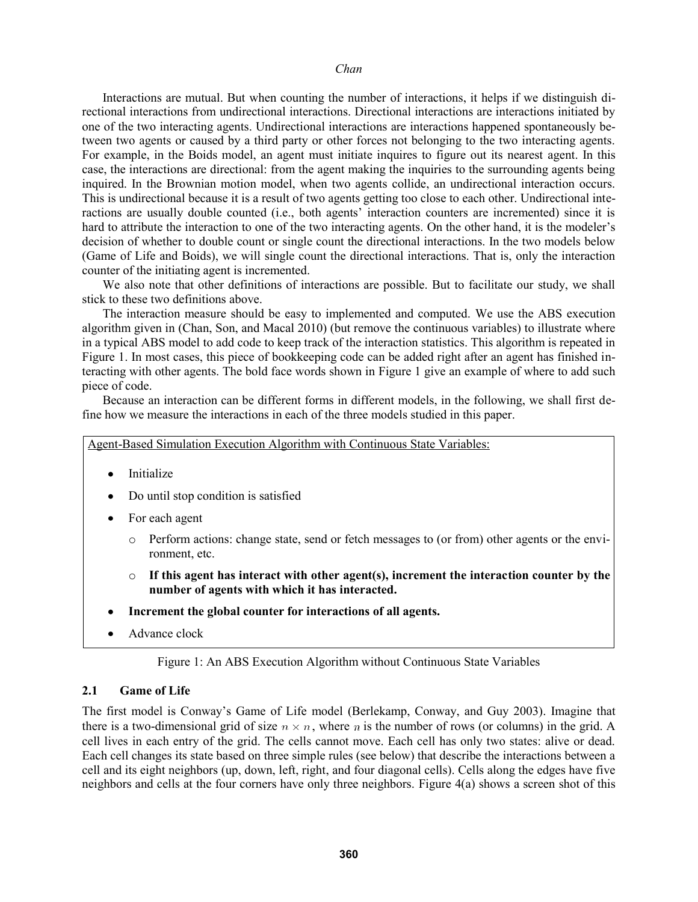Interactions are mutual. But when counting the number of interactions, it helps if we distinguish directional interactions from undirectional interactions. Directional interactions are interactions initiated by one of the two interacting agents. Undirectional interactions are interactions happened spontaneously between two agents or caused by a third party or other forces not belonging to the two interacting agents. For example, in the Boids model, an agent must initiate inquires to figure out its nearest agent. In this case, the interactions are directional: from the agent making the inquiries to the surrounding agents being inquired. In the Brownian motion model, when two agents collide, an undirectional interaction occurs. This is undirectional because it is a result of two agents getting too close to each other. Undirectional interactions are usually double counted (i.e., both agents' interaction counters are incremented) since it is hard to attribute the interaction to one of the two interacting agents. On the other hand, it is the modeler's decision of whether to double count or single count the directional interactions. In the two models below (Game of Life and Boids), we will single count the directional interactions. That is, only the interaction counter of the initiating agent is incremented.

We also note that other definitions of interactions are possible. But to facilitate our study, we shall stick to these two definitions above.

The interaction measure should be easy to implemented and computed. We use the ABS execution algorithm given in (Chan, Son, and Macal 2010) (but remove the continuous variables) to illustrate where in a typical ABS model to add code to keep track of the interaction statistics. This algorithm is repeated in Figure 1. In most cases, this piece of bookkeeping code can be added right after an agent has finished interacting with other agents. The bold face words shown in Figure 1 give an example of where to add such piece of code.

Because an interaction can be different forms in different models, in the following, we shall first define how we measure the interactions in each of the three models studied in this paper.

Agent-Based Simulation Execution Algorithm with Continuous State Variables:

- Initialize
- Do until stop condition is satisfied
- For each agent
  - Perform actions: change state, send or fetch messages to (or from) other agents or the environment, etc.
  - **If this agent has interact with other agent(s), increment the interaction counter by the number of agents with which it has interacted.**
- **Increment the global counter for interactions of all agents.**
- Advance clock

Figure 1: An ABS Execution Algorithm without Continuous State Variables

### 2.1 Game of Life

The first model is Conway's Game of Life model (Berlekamp, Conway, and Guy 2003). Imagine that there is a two-dimensional grid of size $n \times n$, where $n$ is the number of rows (or columns) in the grid. A cell lives in each entry of the grid. The cells cannot move. Each cell has only two states: alive or dead. Each cell changes its state based on three simple rules (see below) that describe the interactions between a cell and its eight neighbors (up, down, left, right, and four diagonal cells). Cells along the edges have five neighbors and cells at the four corners have only three neighbors. Figure 4(a) shows a screen shot of this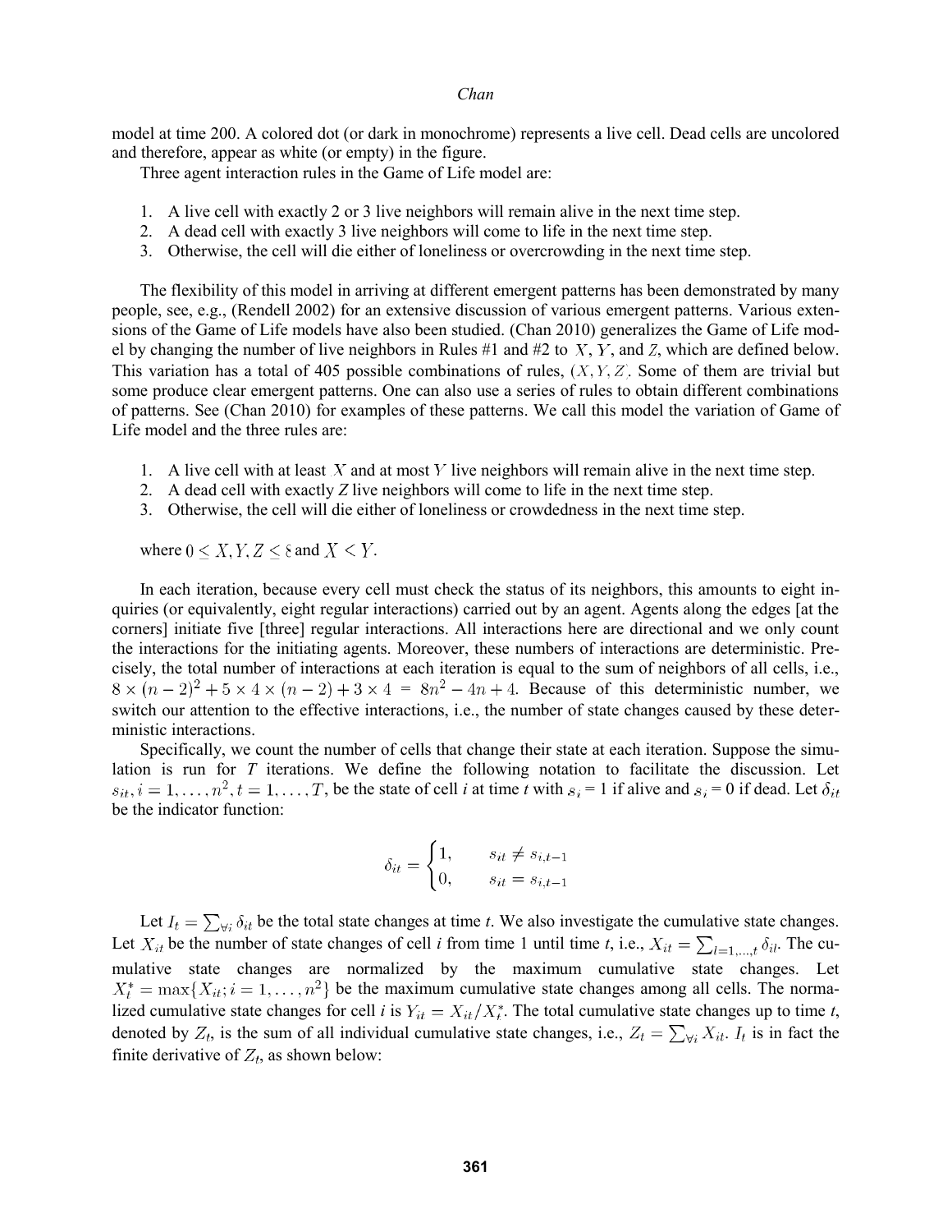model at time 200. A colored dot (or dark in monochrome) represents a live cell. Dead cells are uncolored and therefore, appear as white (or empty) in the figure.

Three agent interaction rules in the Game of Life model are:

1. A live cell with exactly 2 or 3 live neighbors will remain alive in the next time step.
2. A dead cell with exactly 3 live neighbors will come to life in the next time step.
3. Otherwise, the cell will die either of loneliness or overcrowding in the next time step.

The flexibility of this model in arriving at different emergent patterns has been demonstrated by many people, see, e.g., (Rendell 2002) for an extensive discussion of various emergent patterns. Various extensions of the Game of Life models have also been studied. (Chan 2010) generalizes the Game of Life model by changing the number of live neighbors in Rules #1 and #2 to $X$, $Y$, and $Z$, which are defined below. This variation has a total of 405 possible combinations of rules, $(X, Y, Z)$. Some of them are trivial but some produce clear emergent patterns. One can also use a series of rules to obtain different combinations of patterns. See (Chan 2010) for examples of these patterns. We call this model the variation of Game of Life model and the three rules are:

1. A live cell with at least $X$ and at most $Y$ live neighbors will remain alive in the next time step.
2. A dead cell with exactly $Z$ live neighbors will come to life in the next time step.
3. Otherwise, the cell will die either of loneliness or crowdedness in the next time step.

where $0 \leq X, Y, Z \leq 8$ and $X < Y$.

In each iteration, because every cell must check the status of its neighbors, this amounts to eight inquiries (or equivalently, eight regular interactions) carried out by an agent. Agents along the edges [at the corners] initiate five [three] regular interactions. All interactions here are directional and we only count the interactions for the initiating agents. Moreover, these numbers of interactions are deterministic. Precisely, the total number of interactions at each iteration is equal to the sum of neighbors of all cells, i.e., $8 \times (n-2)^2 + 5 \times 4 \times (n-2) + 3 \times 4 = 8n^2 - 4n + 4$. Because of this deterministic number, we switch our attention to the effective interactions, i.e., the number of state changes caused by these deterministic interactions.

Specifically, we count the number of cells that change their state at each iteration. Suppose the simulation is run for $T$ iterations. We define the following notation to facilitate the discussion. Let $s_{it}, i = 1, \ldots, n^2, t = 1, \ldots, T$, be the state of cell $i$ at time $t$ with $s_i = 1$ if alive and $s_i = 0$ if dead. Let $\delta_{it}$ be the indicator function:

$$\delta_{it} = \begin{cases} 1, & s_{it} \neq s_{i,t-1} \\ 0, & s_{it} = s_{i,t-1} \end{cases}$$

Let $I_t = \sum_{\forall i} \delta_{it}$ be the total state changes at time $t$. We also investigate the cumulative state changes. Let $X_{it}$ be the number of state changes of cell $i$ from time 1 until time $t$, i.e., $X_{it} = \sum_{l=1,\ldots,t} \delta_{il}$. The cumulative state changes are normalized by the maximum cumulative state changes. Let $X_t^* = \max\{X_{it}; i = 1, \ldots, n^2\}$ be the maximum cumulative state changes among all cells. The normalized cumulative state changes for cell $i$ is $Y_{it} = X_{it}/X_t^*$. The total cumulative state changes up to time $t$, denoted by $Z_t$, is the sum of all individual cumulative state changes, i.e., $Z_t = \sum_{\forall i} X_{it}$. $I_t$ is in fact the finite derivative of $Z_t$, as shown below: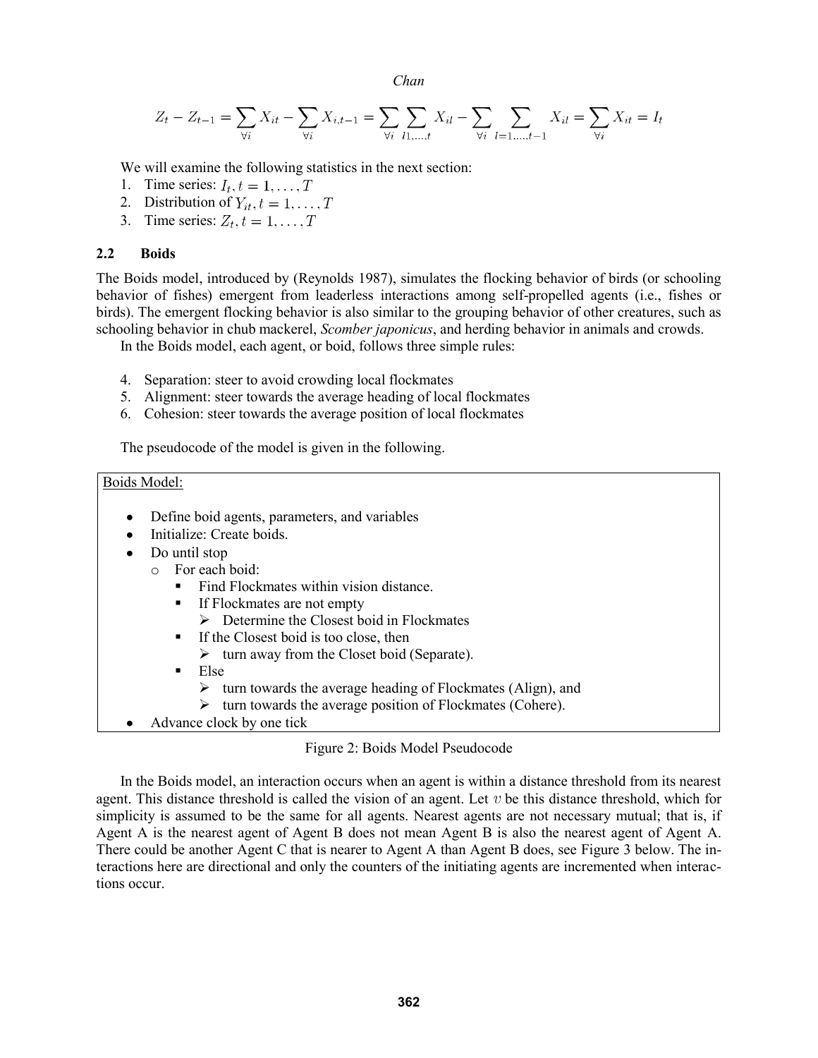$$Z_t - Z_{t-1} = \sum_{\forall i} X_{it} - \sum_{\forall i} X_{i,t-1} = \sum_{\forall i} \sum_{l1,\ldots,t} X_{il} - \sum_{\forall i} \sum_{l=1,\ldots,t-1} X_{il} = \sum_{\forall i} X_{it} = I_t$$

We will examine the following statistics in the next section:

1. Time series: $I_t, t = 1, \ldots, T$
2. Distribution of $Y_{it}, t = 1, \ldots, T$
3. Time series: $Z_t, t = 1, \ldots, T$

### 2.2 Boids

The Boids model, introduced by (Reynolds 1987), simulates the flocking behavior of birds (or schooling behavior of fishes) emergent from leaderless interactions among self-propelled agents (i.e., fishes or birds). The emergent flocking behavior is also similar to the grouping behavior of other creatures, such as schooling behavior in chub mackerel, *Scomber japonicus*, and herding behavior in animals and crowds.

In the Boids model, each agent, or boid, follows three simple rules:

4. Separation: steer to avoid crowding local flockmates
5. Alignment: steer towards the average heading of local flockmates
6. Cohesion: steer towards the average position of local flockmates

The pseudocode of the model is given in the following.

Boids Model:

- Define boid agents, parameters, and variables
- Initialize: Create boids.
- Do until stop
  - For each boid:
    - Find Flockmates within vision distance.
    - If Flockmates are not empty
      - Determine the Closest boid in Flockmates
    - If the Closest boid is too close, then
      - turn away from the Closet boid (Separate).
    - Else
      - turn towards the average heading of Flockmates (Align), and
      - turn towards the average position of Flockmates (Cohere).
- Advance clock by one tick

Figure 2: Boids Model Pseudocode

In the Boids model, an interaction occurs when an agent is within a distance threshold from its nearest agent. This distance threshold is called the vision of an agent. Let $v$ be this distance threshold, which for simplicity is assumed to be the same for all agents. Nearest agents are not necessary mutual; that is, if Agent A is the nearest agent of Agent B does not mean Agent B is also the nearest agent of Agent A. There could be another Agent C that is nearer to Agent A than Agent B does, see Figure 3 below. The interactions here are directional and only the counters of the initiating agents are incremented when interactions occur.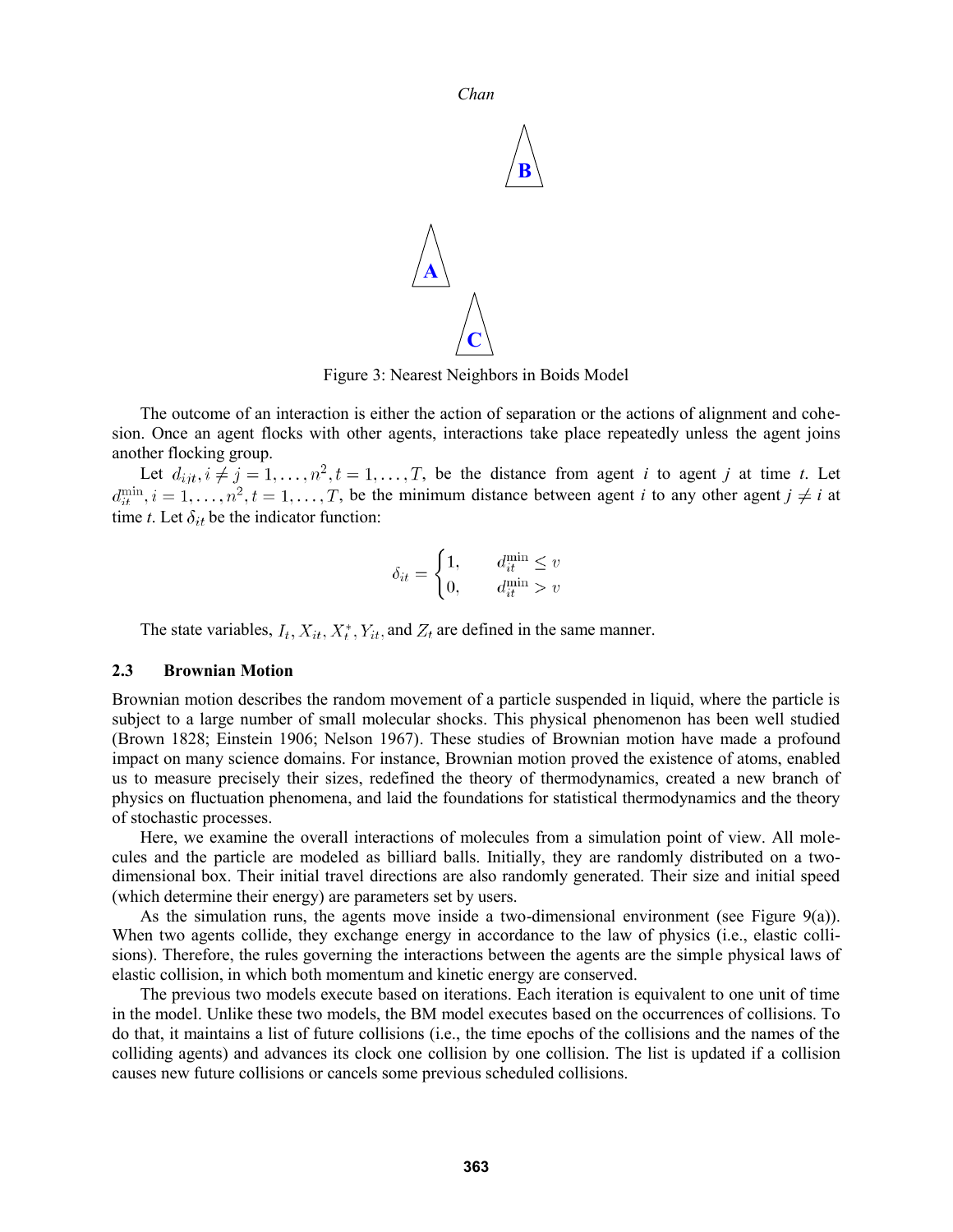Figure 3: Nearest Neighbors in Boids Model

The outcome of an interaction is either the action of separation or the actions of alignment and cohesion. Once an agent flocks with other agents, interactions take place repeatedly unless the agent joins another flocking group.

Let $d_{ijt}, i \neq j = 1, \ldots, n^2, t = 1, \ldots, T,$ be the distance from agent *i* to agent *j* at time *t*. Let $d_{it}^{\min}, i = 1, \ldots, n^2, t = 1, \ldots, T,$ be the minimum distance between agent *i* to any other agent $j \neq i$ at time *t*. Let $\delta_{it}$ be the indicator function:

$$\delta_{it} = \begin{cases} 1, & d_{it}^{\min} \leq v \\ 0, & d_{it}^{\min} > v \end{cases}$$

The state variables, $I_t, X_{it}, X_t^*, Y_{it},$ and $Z_t$ are defined in the same manner.

### 2.3 Brownian Motion

Brownian motion describes the random movement of a particle suspended in liquid, where the particle is subject to a large number of small molecular shocks. This physical phenomenon has been well studied (Brown 1828; Einstein 1906; Nelson 1967). These studies of Brownian motion have made a profound impact on many science domains. For instance, Brownian motion proved the existence of atoms, enabled us to measure precisely their sizes, redefined the theory of thermodynamics, created a new branch of physics on fluctuation phenomena, and laid the foundations for statistical thermodynamics and the theory of stochastic processes.

Here, we examine the overall interactions of molecules from a simulation point of view. All molecules and the particle are modeled as billiard balls. Initially, they are randomly distributed on a two-dimensional box. Their initial travel directions are also randomly generated. Their size and initial speed (which determine their energy) are parameters set by users.

As the simulation runs, the agents move inside a two-dimensional environment (see Figure 9(a)). When two agents collide, they exchange energy in accordance to the law of physics (i.e., elastic collisions). Therefore, the rules governing the interactions between the agents are the simple physical laws of elastic collision, in which both momentum and kinetic energy are conserved.

The previous two models execute based on iterations. Each iteration is equivalent to one unit of time in the model. Unlike these two models, the BM model executes based on the occurrences of collisions. To do that, it maintains a list of future collisions (i.e., the time epochs of the collisions and the names of the colliding agents) and advances its clock one collision by one collision. The list is updated if a collision causes new future collisions or cancels some previous scheduled collisions.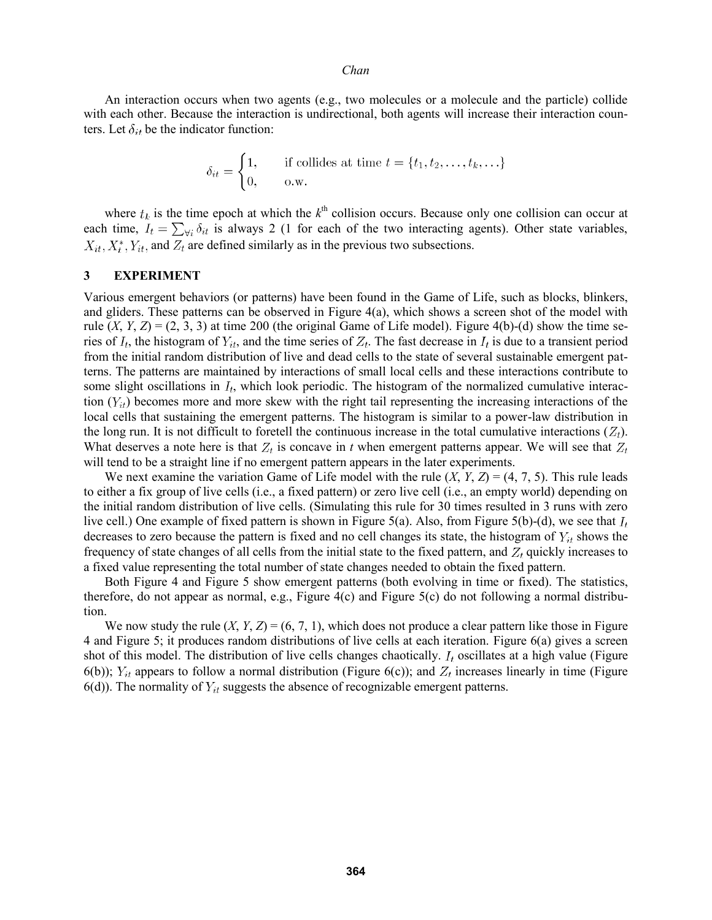An interaction occurs when two agents (e.g., two molecules or a molecule and the particle) collide with each other. Because the interaction is undirectional, both agents will increase their interaction counters. Let $\delta_{it}$ be the indicator function:

$$\delta_{it} = \begin{cases} 1, & \text{if collides at time } t = \{t_1, t_2, \ldots, t_k, \ldots\} \\ 0, & \text{o.w.} \end{cases}$$

where $t_k$ is the time epoch at which the $k^{\text{th}}$ collision occurs. Because only one collision can occur at each time, $I_t = \sum_{\forall i} \delta_{it}$ is always 2 (1 for each of the two interacting agents). Other state variables, $X_{it}, X_t^*, Y_{it},$ and $Z_t$ are defined similarly as in the previous two subsections.

## 3 EXPERIMENT

Various emergent behaviors (or patterns) have been found in the Game of Life, such as blocks, blinkers, and gliders. These patterns can be observed in Figure 4(a), which shows a screen shot of the model with rule $(X, Y, Z) = (2, 3, 3)$ at time 200 (the original Game of Life model). Figure 4(b)-(d) show the time series of $I_t$, the histogram of $Y_{it}$, and the time series of $Z_t$. The fast decrease in $I_t$ is due to a transient period from the initial random distribution of live and dead cells to the state of several sustainable emergent patterns. The patterns are maintained by interactions of small local cells and these interactions contribute to some slight oscillations in $I_t$, which look periodic. The histogram of the normalized cumulative interaction ($Y_{it}$) becomes more and more skew with the right tail representing the increasing interactions of the local cells that sustaining the emergent patterns. The histogram is similar to a power-law distribution in the long run. It is not difficult to foretell the continuous increase in the total cumulative interactions ($Z_t$). What deserves a note here is that $Z_t$ is concave in $t$ when emergent patterns appear. We will see that $Z_t$ will tend to be a straight line if no emergent pattern appears in the later experiments.

We next examine the variation Game of Life model with the rule $(X, Y, Z) = (4, 7, 5)$. This rule leads to either a fix group of live cells (i.e., a fixed pattern) or zero live cell (i.e., an empty world) depending on the initial random distribution of live cells. (Simulating this rule for 30 times resulted in 3 runs with zero live cell.) One example of fixed pattern is shown in Figure 5(a). Also, from Figure 5(b)-(d), we see that $I_t$ decreases to zero because the pattern is fixed and no cell changes its state, the histogram of $Y_{it}$ shows the frequency of state changes of all cells from the initial state to the fixed pattern, and $Z_t$ quickly increases to a fixed value representing the total number of state changes needed to obtain the fixed pattern.

Both Figure 4 and Figure 5 show emergent patterns (both evolving in time or fixed). The statistics, therefore, do not appear as normal, e.g., Figure 4(c) and Figure 5(c) do not following a normal distribution.

We now study the rule $(X, Y, Z) = (6, 7, 1)$, which does not produce a clear pattern like those in Figure 4 and Figure 5; it produces random distributions of live cells at each iteration. Figure 6(a) gives a screen shot of this model. The distribution of live cells changes chaotically. $I_t$ oscillates at a high value (Figure 6(b)); $Y_{it}$ appears to follow a normal distribution (Figure 6(c)); and $Z_t$ increases linearly in time (Figure 6(d)). The normality of $Y_{it}$ suggests the absence of recognizable emergent patterns.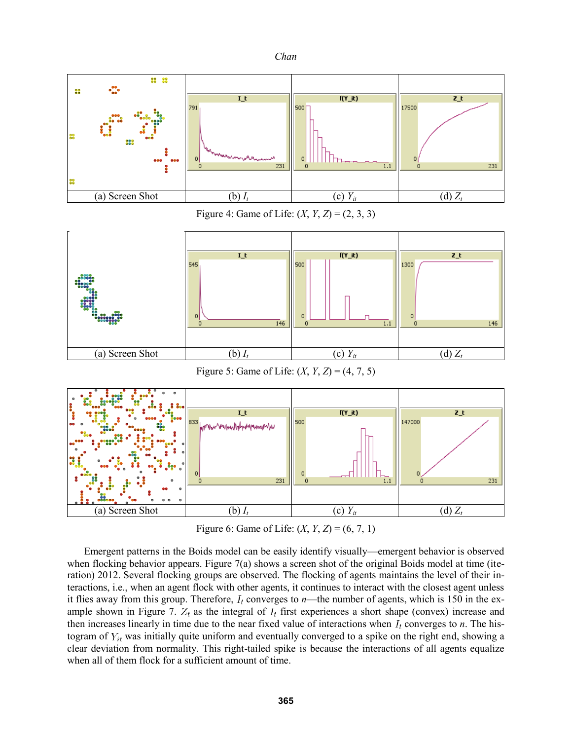| (a) Screen Shot | (b) $I_t$ | (c) $Y_{it}$ | (d) $Z_t$ |
|---|---|---|---|

Figure 4: Game of Life: ($X$, $Y$, $Z$) = (2, 3, 3)

| (a) Screen Shot | (b) $I_t$ | (c) $Y_{it}$ | (d) $Z_t$ |
|---|---|---|---|

Figure 5: Game of Life: ($X$, $Y$, $Z$) = (4, 7, 5)

| (a) Screen Shot | (b) $I_t$ | (c) $Y_{it}$ | (d) $Z_t$ |
|---|---|---|---|

Figure 6: Game of Life: ($X$, $Y$, $Z$) = (6, 7, 1)

Emergent patterns in the Boids model can be easily identify visually—emergent behavior is observed when flocking behavior appears. Figure 7(a) shows a screen shot of the original Boids model at time (iteration) 2012. Several flocking groups are observed. The flocking of agents maintains the level of their interactions, i.e., when an agent flock with other agents, it continues to interact with the closest agent unless it flies away from this group. Therefore, $I_t$ converges to $n$—the number of agents, which is 150 in the example shown in Figure 7. $Z_t$ as the integral of $I_t$ first experiences a short shape (convex) increase and then increases linearly in time due to the near fixed value of interactions when $I_t$ converges to $n$. The histogram of $Y_{it}$ was initially quite uniform and eventually converged to a spike on the right end, showing a clear deviation from normality. This right-tailed spike is because the interactions of all agents equalize when all of them flock for a sufficient amount of time.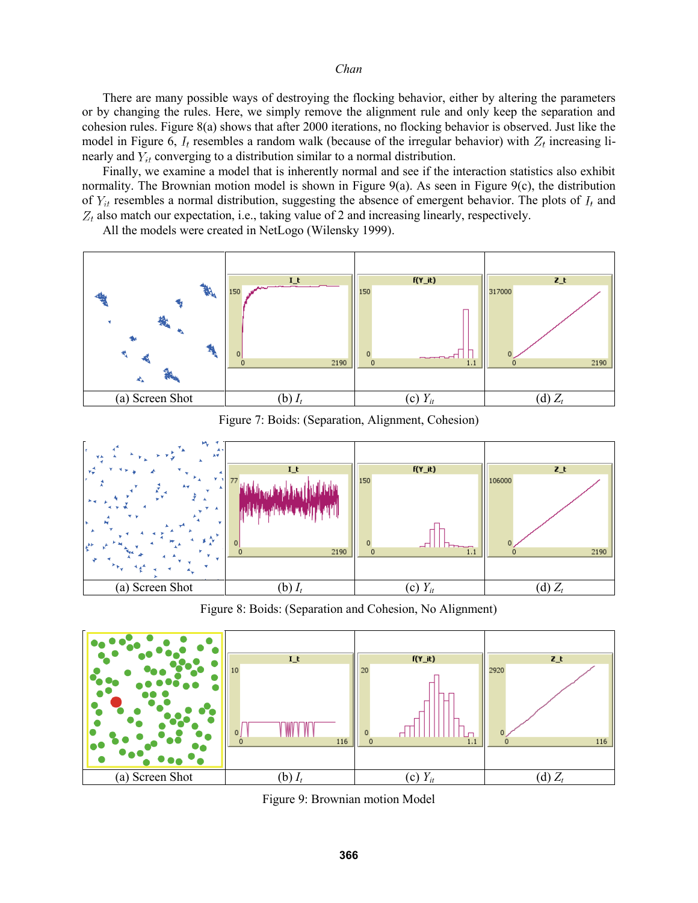There are many possible ways of destroying the flocking behavior, either by altering the parameters or by changing the rules. Here, we simply remove the alignment rule and only keep the separation and cohesion rules. Figure 8(a) shows that after 2000 iterations, no flocking behavior is observed. Just like the model in Figure 6, $I_t$ resembles a random walk (because of the irregular behavior) with $Z_t$ increasing linearly and $Y_{it}$ converging to a distribution similar to a normal distribution.

Finally, we examine a model that is inherently normal and see if the interaction statistics also exhibit normality. The Brownian motion model is shown in Figure 9(a). As seen in Figure 9(c), the distribution of $Y_{it}$ resembles a normal distribution, suggesting the absence of emergent behavior. The plots of $I_t$ and $Z_t$ also match our expectation, i.e., taking value of 2 and increasing linearly, respectively.

All the models were created in NetLogo (Wilensky 1999).

| (a) Screen Shot | (b) $I_t$ | (c) $Y_{it}$ | (d) $Z_t$ |
|---|---|---|---|

Figure 7: Boids: (Separation, Alignment, Cohesion)

| (a) Screen Shot | (b) $I_t$ | (c) $Y_{it}$ | (d) $Z_t$ |
|---|---|---|---|

Figure 8: Boids: (Separation and Cohesion, No Alignment)

| (a) Screen Shot | (b) $I_t$ | (c) $Y_{it}$ | (d) $Z_t$ |
|---|---|---|---|

Figure 9: Brownian motion Model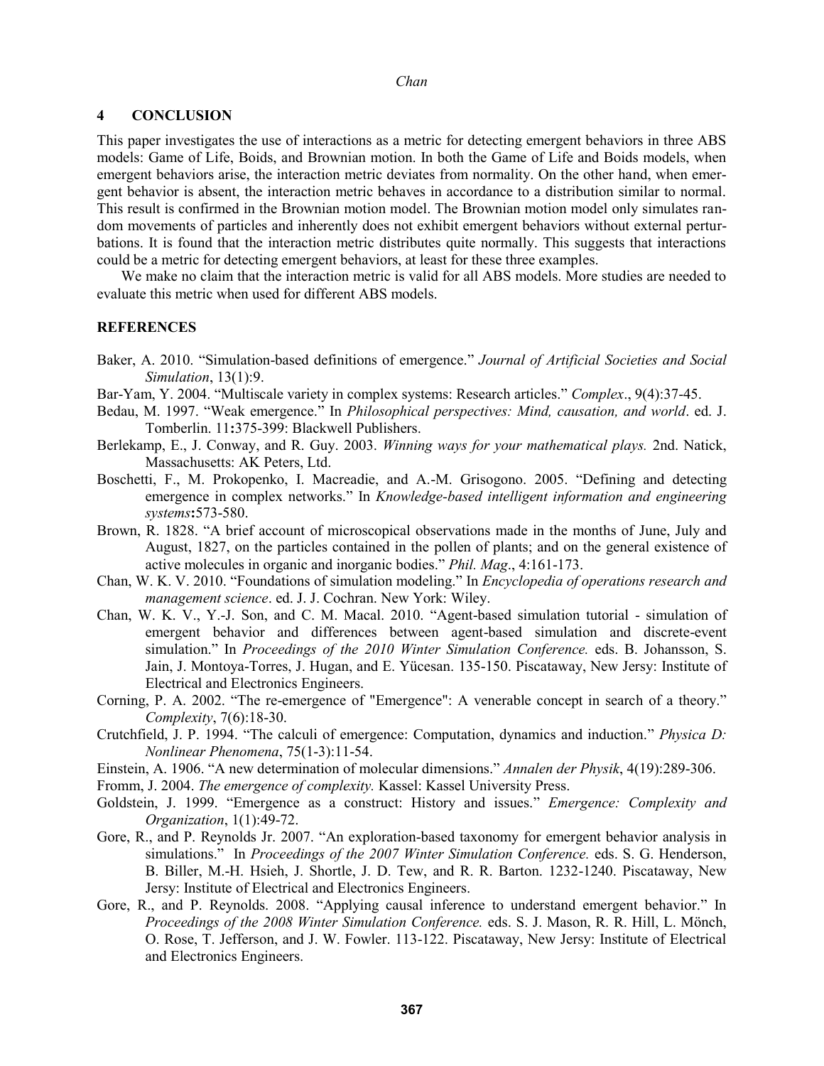## 4 CONCLUSION

This paper investigates the use of interactions as a metric for detecting emergent behaviors in three ABS models: Game of Life, Boids, and Brownian motion. In both the Game of Life and Boids models, when emergent behaviors arise, the interaction metric deviates from normality. On the other hand, when emergent behavior is absent, the interaction metric behaves in accordance to a distribution similar to normal. This result is confirmed in the Brownian motion model. The Brownian motion model only simulates random movements of particles and inherently does not exhibit emergent behaviors without external perturbations. It is found that the interaction metric distributes quite normally. This suggests that interactions could be a metric for detecting emergent behaviors, at least for these three examples.

We make no claim that the interaction metric is valid for all ABS models. More studies are needed to evaluate this metric when used for different ABS models.

## REFERENCES

Baker, A. 2010. "Simulation-based definitions of emergence." *Journal of Artificial Societies and Social Simulation*, 13(1):9.

Bar-Yam, Y. 2004. "Multiscale variety in complex systems: Research articles." *Complex*., 9(4):37-45.

Bedau, M. 1997. "Weak emergence." In *Philosophical perspectives: Mind, causation, and world*. ed. J. Tomberlin. 11**:**375-399: Blackwell Publishers.

Berlekamp, E., J. Conway, and R. Guy. 2003. *Winning ways for your mathematical plays.* 2nd. Natick, Massachusetts: AK Peters, Ltd.

Boschetti, F., M. Prokopenko, I. Macreadie, and A.-M. Grisogono. 2005. "Defining and detecting emergence in complex networks." In *Knowledge-based intelligent information and engineering systems***:**573-580.

Brown, R. 1828. "A brief account of microscopical observations made in the months of June, July and August, 1827, on the particles contained in the pollen of plants; and on the general existence of active molecules in organic and inorganic bodies." *Phil. Mag*., 4:161-173.

Chan, W. K. V. 2010. "Foundations of simulation modeling." In *Encyclopedia of operations research and management science*. ed. J. J. Cochran. New York: Wiley.

Chan, W. K. V., Y.-J. Son, and C. M. Macal. 2010. "Agent-based simulation tutorial - simulation of emergent behavior and differences between agent-based simulation and discrete-event simulation." In *Proceedings of the 2010 Winter Simulation Conference.* eds. B. Johansson, S. Jain, J. Montoya-Torres, J. Hugan, and E. Yücesan. 135-150. Piscataway, New Jersy: Institute of Electrical and Electronics Engineers.

Corning, P. A. 2002. "The re-emergence of "Emergence": A venerable concept in search of a theory." *Complexity*, 7(6):18-30.

Crutchfield, J. P. 1994. "The calculi of emergence: Computation, dynamics and induction." *Physica D: Nonlinear Phenomena*, 75(1-3):11-54.

Einstein, A. 1906. "A new determination of molecular dimensions." *Annalen der Physik*, 4(19):289-306.

Fromm, J. 2004. *The emergence of complexity.* Kassel: Kassel University Press.

Goldstein, J. 1999. "Emergence as a construct: History and issues." *Emergence: Complexity and Organization*, 1(1):49-72.

Gore, R., and P. Reynolds Jr. 2007. "An exploration-based taxonomy for emergent behavior analysis in simulations." In *Proceedings of the 2007 Winter Simulation Conference.* eds. S. G. Henderson, B. Biller, M.-H. Hsieh, J. Shortle, J. D. Tew, and R. R. Barton. 1232-1240. Piscataway, New Jersy: Institute of Electrical and Electronics Engineers.

Gore, R., and P. Reynolds. 2008. "Applying causal inference to understand emergent behavior." In *Proceedings of the 2008 Winter Simulation Conference.* eds. S. J. Mason, R. R. Hill, L. Mönch, O. Rose, T. Jefferson, and J. W. Fowler. 113-122. Piscataway, New Jersy: Institute of Electrical and Electronics Engineers.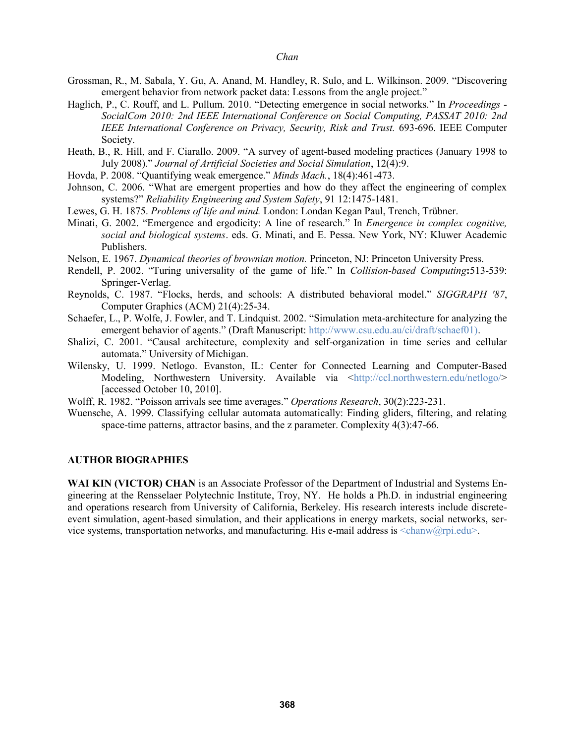Grossman, R., M. Sabala, Y. Gu, A. Anand, M. Handley, R. Sulo, and L. Wilkinson. 2009. "Discovering emergent behavior from network packet data: Lessons from the angle project."

Haglich, P., C. Rouff, and L. Pullum. 2010. "Detecting emergence in social networks." In *Proceedings - SocialCom 2010: 2nd IEEE International Conference on Social Computing, PASSAT 2010: 2nd IEEE International Conference on Privacy, Security, Risk and Trust.* 693-696. IEEE Computer Society.

Heath, B., R. Hill, and F. Ciarallo. 2009. "A survey of agent-based modeling practices (January 1998 to July 2008)." *Journal of Artificial Societies and Social Simulation*, 12(4):9.

Hovda, P. 2008. "Quantifying weak emergence." *Minds Mach.*, 18(4):461-473.

Johnson, C. 2006. "What are emergent properties and how do they affect the engineering of complex systems?" *Reliability Engineering and System Safety*, 91 12:1475-1481.

Lewes, G. H. 1875. *Problems of life and mind.* London: Londan Kegan Paul, Trench, Trübner.

Minati, G. 2002. "Emergence and ergodicity: A line of research." In *Emergence in complex cognitive, social and biological systems*. eds. G. Minati, and E. Pessa. New York, NY: Kluwer Academic Publishers.

Nelson, E. 1967. *Dynamical theories of brownian motion.* Princeton, NJ: Princeton University Press.

Rendell, P. 2002. "Turing universality of the game of life." In *Collision-based Computing*:513-539: Springer-Verlag.

Reynolds, C. 1987. "Flocks, herds, and schools: A distributed behavioral model." *SIGGRAPH '87*, Computer Graphics (ACM) 21(4):25-34.

Schaefer, L., P. Wolfe, J. Fowler, and T. Lindquist. 2002. "Simulation meta-architecture for analyzing the emergent behavior of agents." (Draft Manuscript: http://www.csu.edu.au/ci/draft/schaef01).

Shalizi, C. 2001. "Causal architecture, complexity and self-organization in time series and cellular automata." University of Michigan.

Wilensky, U. 1999. Netlogo. Evanston, IL: Center for Connected Learning and Computer-Based Modeling, Northwestern University. Available via <http://ccl.northwestern.edu/netlogo/> [accessed October 10, 2010].

Wolff, R. 1982. "Poisson arrivals see time averages." *Operations Research*, 30(2):223-231.

Wuensche, A. 1999. Classifying cellular automata automatically: Finding gliders, filtering, and relating space-time patterns, attractor basins, and the z parameter. Complexity 4(3):47-66.

## AUTHOR BIOGRAPHIES

**WAI KIN (VICTOR) CHAN** is an Associate Professor of the Department of Industrial and Systems Engineering at the Rensselaer Polytechnic Institute, Troy, NY. He holds a Ph.D. in industrial engineering and operations research from University of California, Berkeley. His research interests include discrete-event simulation, agent-based simulation, and their applications in energy markets, social networks, service systems, transportation networks, and manufacturing. His e-mail address is <chanw@rpi.edu>.